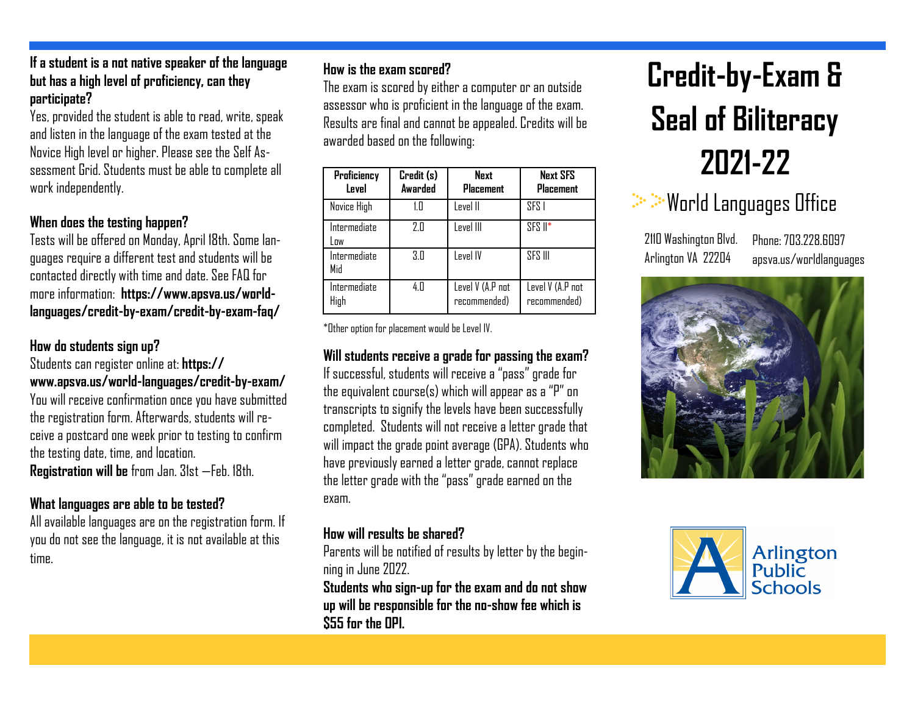**If a student is a not native speaker of the language but has a high level of proficiency, can they participate?**

Yes, provided the student is able to read, write, speak and listen in the language of the exam tested at the Novice High level or higher. Please see the Self Assessment Grid. Students must be able to complete all work independently.

**When does the testing happen?**

Tests will be offered on Monday, April 18th. Some languages require a different test and students will be contacted directly with time and date. See FAQ for more information: **https://www.apsva.us/world-languages/credit-by-exam/credit-by-exam-faq/**

**How do students sign up?**

Students can register online at: **https://www.apsva.us/world-languages/credit-by-exam/**

You will receive confirmation once you have submitted the registration form. Afterwards, students will receive a postcard one week prior to testing to confirm the testing date, time, and location.

**Registration will be** from Jan. 31st —Feb. 18th.

**What languages are able to be tested?**

All available languages are on the registration form. If you do not see the language, it is not available at this time.

**How is the exam scored?**

The exam is scored by either a computer or an outside assessor who is proficient in the language of the exam. Results are final and cannot be appealed. Credits will be awarded based on the following:

| Proficiency Level | Credit (s) Awarded | Next Placement | Next SFS Placement |
|---|---|---|---|
| Novice High | 1.0 | Level II | SFS I |
| Intermediate Low | 2.0 | Level III | SFS II* |
| Intermediate Mid | 3.0 | Level IV | SFS III |
| Intermediate High | 4.0 | Level V (A.P not recommended) | Level V (A.P not recommended) |

*Other option for placement would be Level IV.

**Will students receive a grade for passing the exam?**

If successful, students will receive a "pass" grade for the equivalent course(s) which will appear as a "P" on transcripts to signify the levels have been successfully completed. Students will not receive a letter grade that will impact the grade point average (GPA). Students who have previously earned a letter grade, cannot replace the letter grade with the "pass" grade earned on the exam.

**How will results be shared?**

Parents will be notified of results by letter by the beginning in June 2022.

**Students who sign-up for the exam and do not show up will be responsible for the no-show fee which is $55 for the OPI.**

# Credit-by-Exam & Seal of Biliteracy 2021-22

## World Languages Office

2110 Washington Blvd.
Arlington VA 22204

Phone: 703.228.6097
apsva.us/worldlanguages

Arlington Public Schools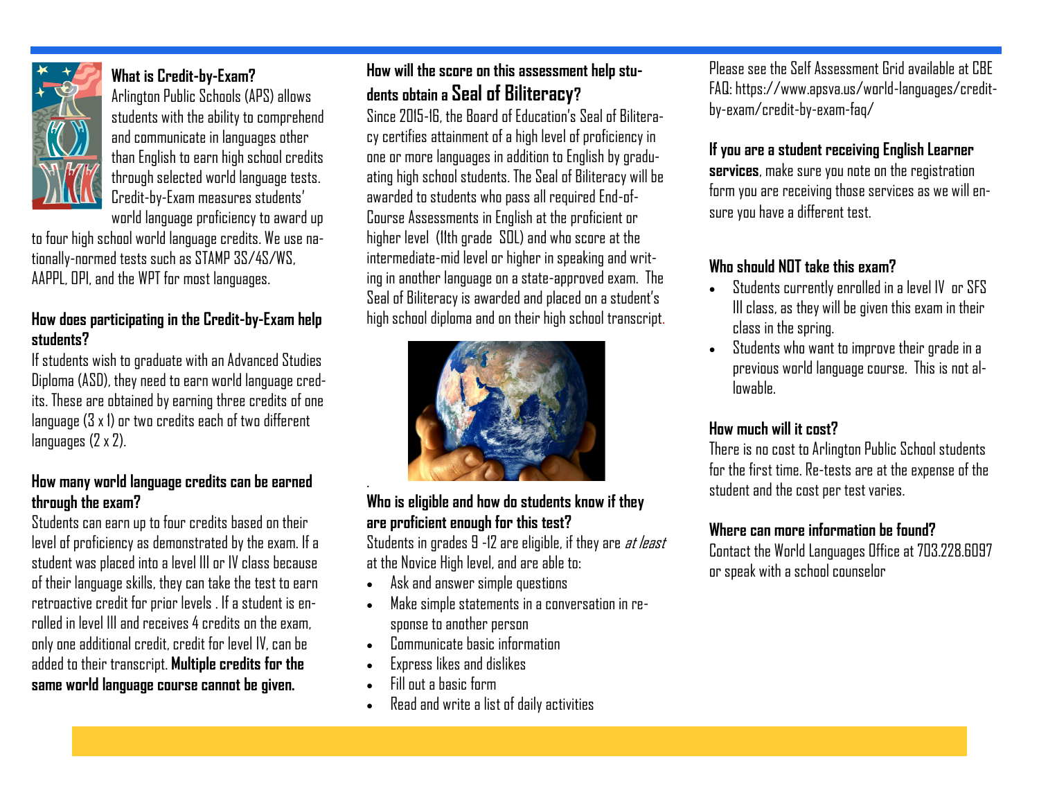### What is Credit-by-Exam?

Arlington Public Schools (APS) allows students with the ability to comprehend and communicate in languages other than English to earn high school credits through selected world language tests. Credit-by-Exam measures students' world language proficiency to award up to four high school world language credits. We use nationally-normed tests such as STAMP 3S/4S/WS, AAPPL, OPI, and the WPT for most languages.

### How does participating in the Credit-by-Exam help students?

If students wish to graduate with an Advanced Studies Diploma (ASD), they need to earn world language credits. These are obtained by earning three credits of one language (3 x 1) or two credits each of two different languages (2 x 2).

### How many world language credits can be earned through the exam?

Students can earn up to four credits based on their level of proficiency as demonstrated by the exam. If a student was placed into a level III or IV class because of their language skills, they can take the test to earn retroactive credit for prior levels . If a student is enrolled in level III and receives 4 credits on the exam, only one additional credit, credit for level IV, can be added to their transcript. **Multiple credits for the same world language course cannot be given.**

### How will the score on this assessment help students obtain a Seal of Biliteracy?

Since 2015-16, the Board of Education's Seal of Biliteracy certifies attainment of a high level of proficiency in one or more languages in addition to English by graduating high school students. The Seal of Biliteracy will be awarded to students who pass all required End-of-Course Assessments in English at the proficient or higher level (11th grade SOL) and who score at the intermediate-mid level or higher in speaking and writing in another language on a state-approved exam. The Seal of Biliteracy is awarded and placed on a student's high school diploma and on their high school transcript.

### Who is eligible and how do students know if they are proficient enough for this test?

Students in grades 9 -12 are eligible, if they are *at least* at the Novice High level, and are able to:

- Ask and answer simple questions
- Make simple statements in a conversation in response to another person
- Communicate basic information
- Express likes and dislikes
- Fill out a basic form
- Read and write a list of daily activities

Please see the Self Assessment Grid available at CBE FAQ: https://www.apsva.us/world-languages/credit-by-exam/credit-by-exam-faq/

**If you are a student receiving English Learner services**, make sure you note on the registration form you are receiving those services as we will ensure you have a different test.

### Who should NOT take this exam?

- Students currently enrolled in a level IV or SFS III class, as they will be given this exam in their class in the spring.
- Students who want to improve their grade in a previous world language course. This is not allowable.

### How much will it cost?

There is no cost to Arlington Public School students for the first time. Re-tests are at the expense of the student and the cost per test varies.

### Where can more information be found?

Contact the World Languages Office at 703.228.6097 or speak with a school counselor